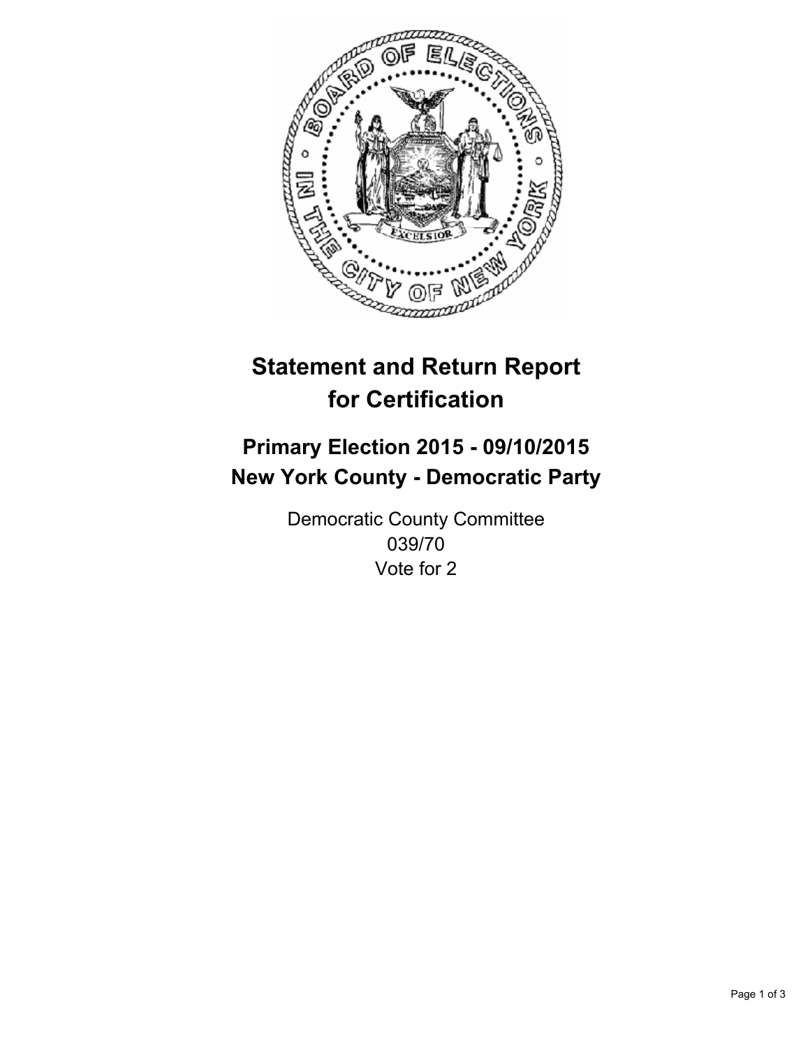# Statement and Return Report for Certification

## Primary Election 2015 - 09/10/2015
## New York County - Democratic Party

Democratic County Committee
039/70
Vote for 2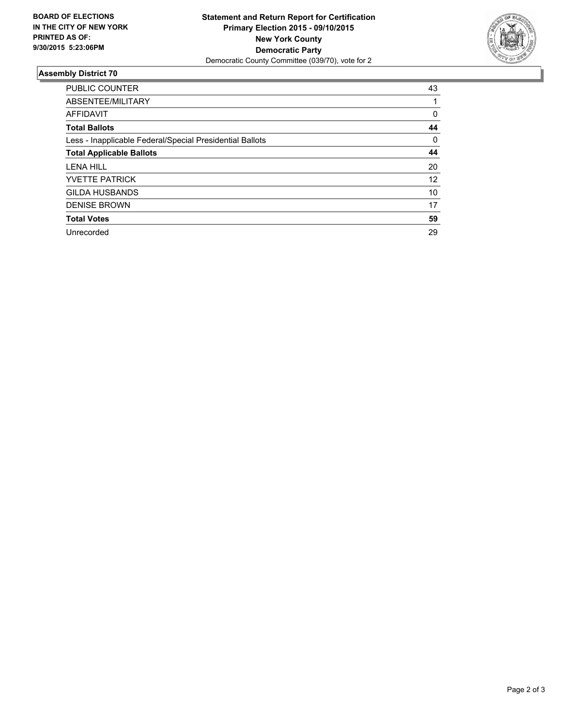**BOARD OF ELECTIONS**
**IN THE CITY OF NEW YORK**
**PRINTED AS OF:**
**9/30/2015 5:23:06PM**

**Statement and Return Report for Certification**
**Primary Election 2015 - 09/10/2015**
**New York County**
**Democratic Party**
Democratic County Committee (039/70), vote for 2

### Assembly District 70

| | |
|---|---|
| PUBLIC COUNTER | 43 |
| ABSENTEE/MILITARY | 1 |
| AFFIDAVIT | 0 |
| **Total Ballots** | **44** |
| Less - Inapplicable Federal/Special Presidential Ballots | 0 |
| **Total Applicable Ballots** | **44** |
| LENA HILL | 20 |
| YVETTE PATRICK | 12 |
| GILDA HUSBANDS | 10 |
| DENISE BROWN | 17 |
| **Total Votes** | **59** |
| Unrecorded | 29 |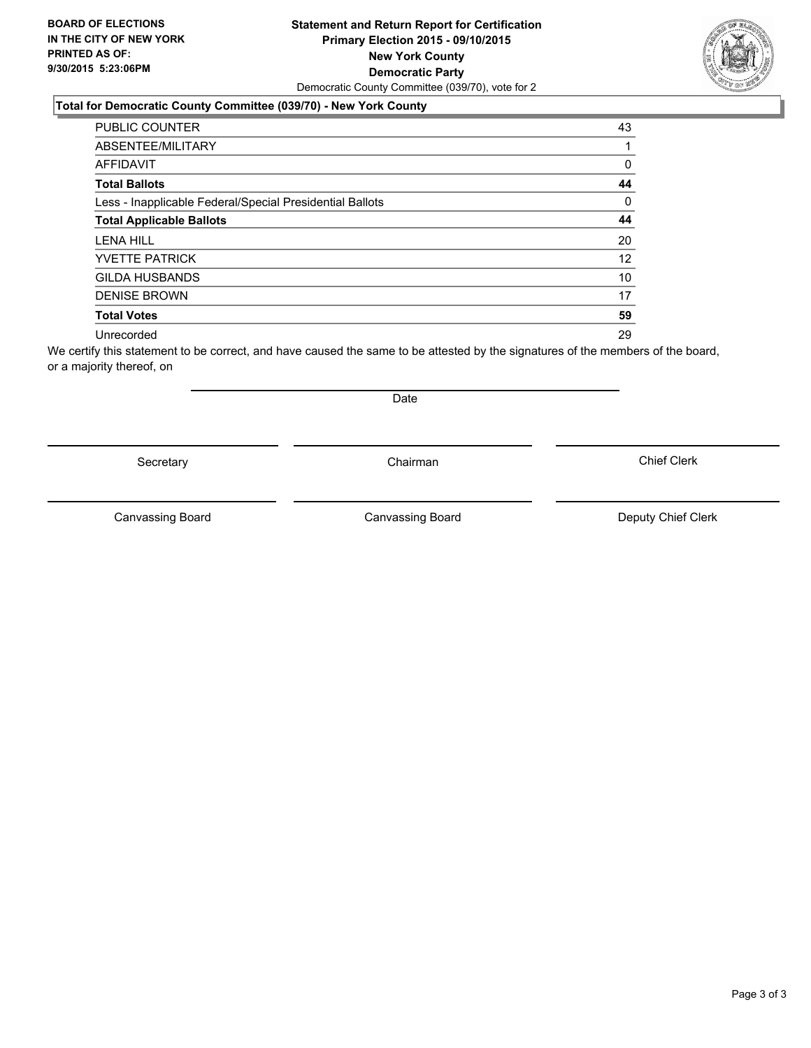**BOARD OF ELECTIONS**
**IN THE CITY OF NEW YORK**
**PRINTED AS OF:**
**9/30/2015 5:23:06PM**

# Statement and Return Report for Certification
## Primary Election 2015 - 09/10/2015
## New York County
## Democratic Party

Democratic County Committee (039/70), vote for 2

### Total for Democratic County Committee (039/70) - New York County

| | |
|---|---|
| PUBLIC COUNTER | 43 |
| ABSENTEE/MILITARY | 1 |
| AFFIDAVIT | 0 |
| **Total Ballots** | **44** |
| Less - Inapplicable Federal/Special Presidential Ballots | 0 |
| **Total Applicable Ballots** | **44** |
| LENA HILL | 20 |
| YVETTE PATRICK | 12 |
| GILDA HUSBANDS | 10 |
| DENISE BROWN | 17 |
| **Total Votes** | **59** |
| Unrecorded | 29 |

We certify this statement to be correct, and have caused the same to be attested by the signatures of the members of the board, or a majority thereof, on

Date

Secretary

Chairman

Chief Clerk

Canvassing Board

Canvassing Board

Deputy Chief Clerk